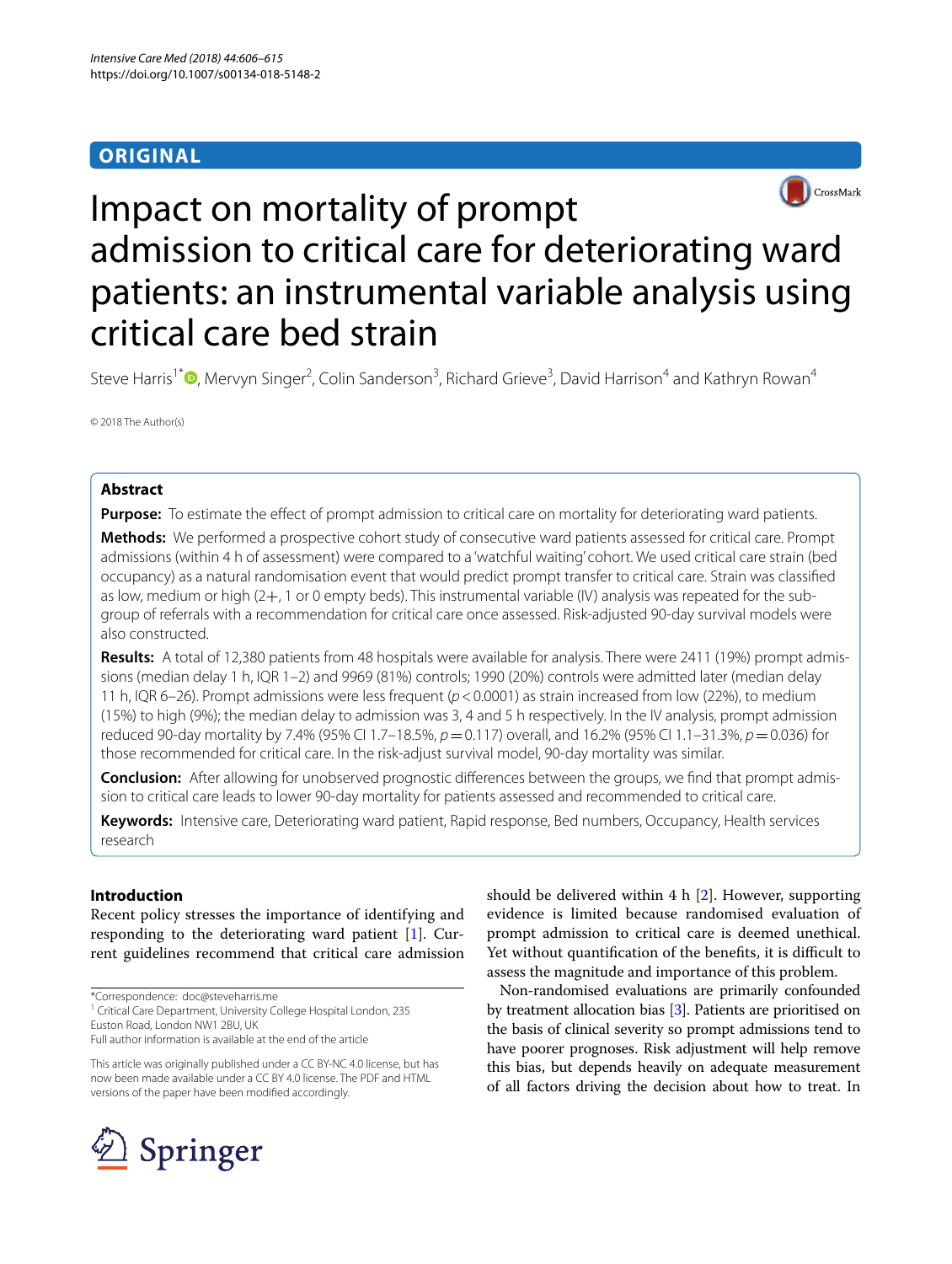## ORIGINAL

# Impact on mortality of prompt admission to critical care for deteriorating ward patients: an instrumental variable analysis using critical care bed strain

Steve Harris[1*], Mervyn Singer[2], Colin Sanderson[3], Richard Grieve[3], David Harrison[4] and Kathryn Rowan[4]

© 2018 The Author(s)

## Abstract

**Purpose:** To estimate the effect of prompt admission to critical care on mortality for deteriorating ward patients.

**Methods:** We performed a prospective cohort study of consecutive ward patients assessed for critical care. Prompt admissions (within 4 h of assessment) were compared to a 'watchful waiting' cohort. We used critical care strain (bed occupancy) as a natural randomisation event that would predict prompt transfer to critical care. Strain was classified as low, medium or high (2+, 1 or 0 empty beds). This instrumental variable (IV) analysis was repeated for the subgroup of referrals with a recommendation for critical care once assessed. Risk-adjusted 90-day survival models were also constructed.

**Results:** A total of 12,380 patients from 48 hospitals were available for analysis. There were 2411 (19%) prompt admissions (median delay 1 h, IQR 1–2) and 9969 (81%) controls; 1990 (20%) controls were admitted later (median delay 11 h, IQR 6–26). Prompt admissions were less frequent ($p < 0.0001$) as strain increased from low (22%), to medium (15%) to high (9%); the median delay to admission was 3, 4 and 5 h respectively. In the IV analysis, prompt admission reduced 90-day mortality by 7.4% (95% CI 1.7–18.5%, $p = 0.117$) overall, and 16.2% (95% CI 1.1–31.3%, $p = 0.036$) for those recommended for critical care. In the risk-adjust survival model, 90-day mortality was similar.

**Conclusion:** After allowing for unobserved prognostic differences between the groups, we find that prompt admission to critical care leads to lower 90-day mortality for patients assessed and recommended to critical care.

**Keywords:** Intensive care, Deteriorating ward patient, Rapid response, Bed numbers, Occupancy, Health services research

## Introduction

Recent policy stresses the importance of identifying and responding to the deteriorating ward patient [1]. Current guidelines recommend that critical care admission should be delivered within 4 h [2]. However, supporting evidence is limited because randomised evaluation of prompt admission to critical care is deemed unethical. Yet without quantification of the benefits, it is difficult to assess the magnitude and importance of this problem.

Non-randomised evaluations are primarily confounded by treatment allocation bias [3]. Patients are prioritised on the basis of clinical severity so prompt admissions tend to have poorer prognoses. Risk adjustment will help remove this bias, but depends heavily on adequate measurement of all factors driving the decision about how to treat. In

*Correspondence: doc@steveharris.me
[1] Critical Care Department, University College London, 235 Euston Road, London NW1 2BU, UK
Full author information is available at the end of the article

This article was originally published under a CC BY-NC 4.0 license, but has now been made available under a CC BY 4.0 license. The PDF and HTML versions of the paper have been modified accordingly.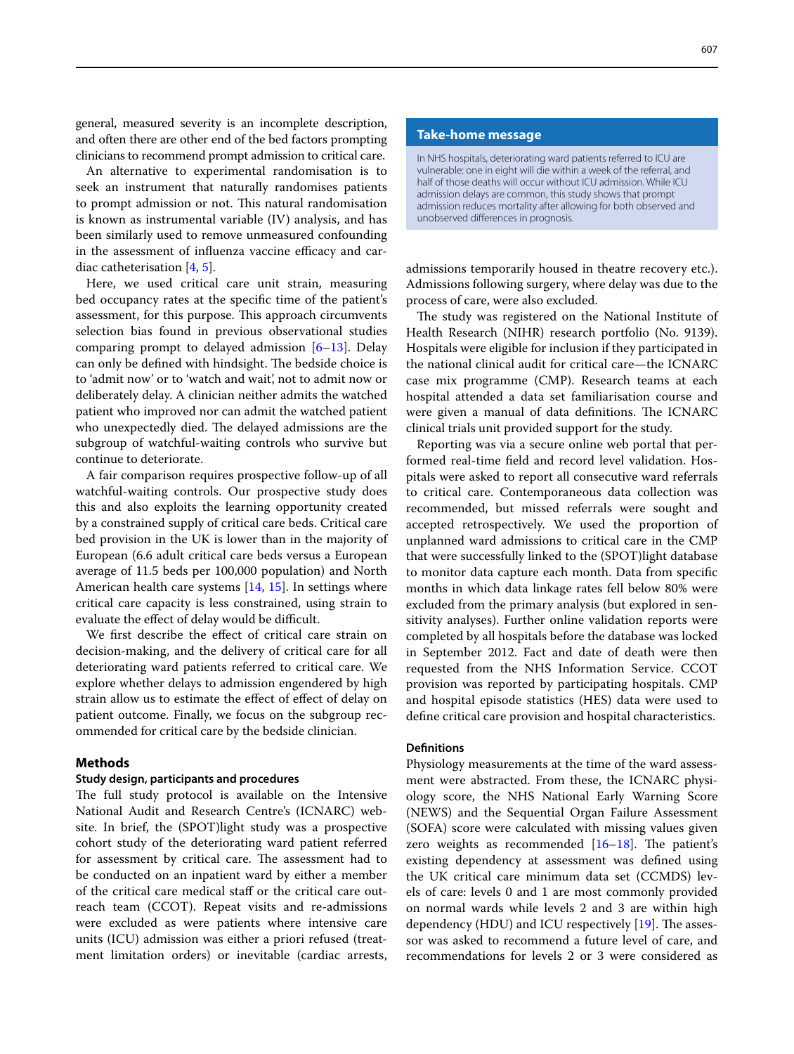general, measured severity is an incomplete description, and often there are other end of the bed factors prompting clinicians to recommend prompt admission to critical care.

An alternative to experimental randomisation is to seek an instrument that naturally randomises patients to prompt admission or not. This natural randomisation is known as instrumental variable (IV) analysis, and has been similarly used to remove unmeasured confounding in the assessment of influenza vaccine efficacy and cardiac catheterisation [4, 5].

Here, we used critical care unit strain, measuring bed occupancy rates at the specific time of the patient's assessment, for this purpose. This approach circumvents selection bias found in previous observational studies comparing prompt to delayed admission [6–13]. Delay can only be defined with hindsight. The bedside choice is to 'admit now' or to 'watch and wait', not to admit now or deliberately delay. A clinician neither admits the watched patient who improved nor can admit the watched patient who unexpectedly died. The delayed admissions are the subgroup of watchful-waiting controls who survive but continue to deteriorate.

A fair comparison requires prospective follow-up of all watchful-waiting controls. Our prospective study does this and also exploits the learning opportunity created by a constrained supply of critical care beds. Critical care bed provision in the UK is lower than in the majority of European (6.6 adult critical care beds versus a European average of 11.5 beds per 100,000 population) and North American health care systems [14, 15]. In settings where critical care capacity is less constrained, using strain to evaluate the effect of delay would be difficult.

We first describe the effect of critical care strain on decision-making, and the delivery of critical care for all deteriorating ward patients referred to critical care. We explore whether delays to admission engendered by high strain allow us to estimate the effect of effect of delay on patient outcome. Finally, we focus on the subgroup recommended for critical care by the bedside clinician.

> **Take-home message**
>
> In NHS hospitals, deteriorating ward patients referred to ICU are vulnerable: one in eight will die within a week of the referral, and half of those deaths will occur without ICU admission. While ICU admission delays are common, this study shows that prompt admission reduces mortality after allowing for both observed and unobserved differences in prognosis.

## Methods

### Study design, participants and procedures

The full study protocol is available on the Intensive National Audit and Research Centre's (ICNARC) website. In brief, the (SPOT)light study was a prospective cohort study of the deteriorating ward patient referred for assessment by critical care. The assessment had to be conducted on an inpatient ward by either a member of the critical care medical staff or the critical care outreach team (CCOT). Repeat visits and re-admissions were excluded as were patients where intensive care units (ICU) admission was either a priori refused (treatment limitation orders) or inevitable (cardiac arrests, admissions temporarily housed in theatre recovery etc.). Admissions following surgery, where delay was due to the process of care, were also excluded.

The study was registered on the National Institute of Health Research (NIHR) research portfolio (No. 9139). Hospitals were eligible for inclusion if they participated in the national clinical audit for critical care—the ICNARC case mix programme (CMP). Research teams at each hospital attended a data set familiarisation course and were given a manual of data definitions. The ICNARC clinical trials unit provided support for the study.

Reporting was via a secure online web portal that performed real-time field and record level validation. Hospitals were asked to report all consecutive ward referrals to critical care. Contemporaneous data collection was recommended, but missed referrals were sought and accepted retrospectively. We used the proportion of unplanned ward admissions to critical care in the CMP that were successfully linked to the (SPOT)light database to monitor data capture each month. Data from specific months in which data linkage rates fell below 80% were excluded from the primary analysis (but explored in sensitivity analyses). Further online validation reports were completed by all hospitals before the database was locked in September 2012. Fact and date of death were then requested from the NHS Information Service. CCOT provision was reported by participating hospitals. CMP and hospital episode statistics (HES) data were used to define critical care provision and hospital characteristics.

### Definitions

Physiology measurements at the time of the ward assessment were abstracted. From these, the ICNARC physiology score, the NHS National Early Warning Score (NEWS) and the Sequential Organ Failure Assessment (SOFA) score were calculated with missing values given zero weights as recommended [16–18]. The patient's existing dependency at assessment was defined using the UK critical care minimum data set (CCMDS) levels of care: levels 0 and 1 are most commonly provided on normal wards while levels 2 and 3 are within high dependency (HDU) and ICU respectively [19]. The assessor was asked to recommend a future level of care, and recommendations for levels 2 or 3 were considered as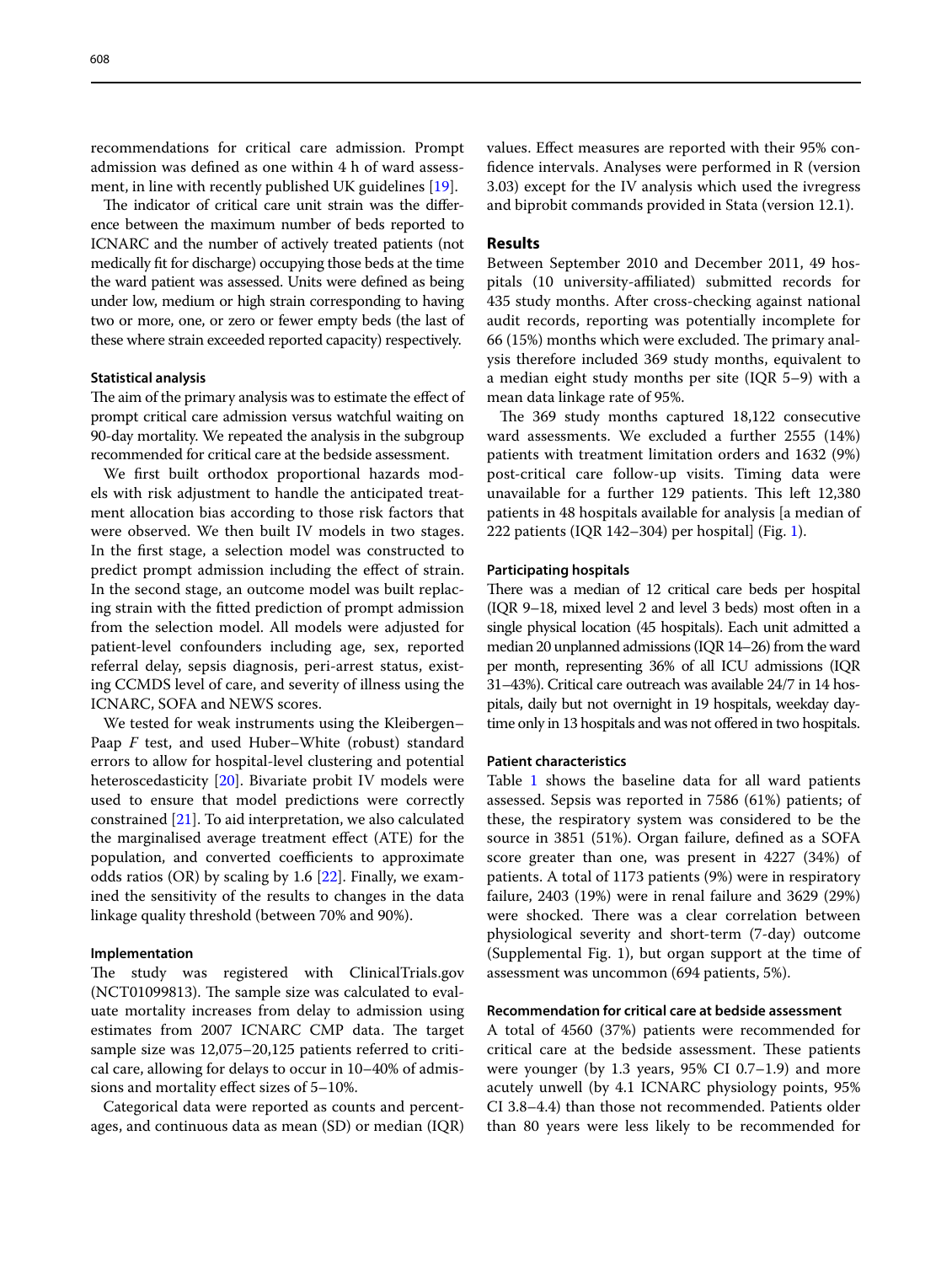recommendations for critical care admission. Prompt admission was defined as one within 4 h of ward assessment, in line with recently published UK guidelines [19].

The indicator of critical care unit strain was the difference between the maximum number of beds reported to ICNARC and the number of actively treated patients (not medically fit for discharge) occupying those beds at the time the ward patient was assessed. Units were defined as being under low, medium or high strain corresponding to having two or more, one, or zero or fewer empty beds (the last of these where strain exceeded reported capacity) respectively.

#### Statistical analysis

The aim of the primary analysis was to estimate the effect of prompt critical care admission versus watchful waiting on 90-day mortality. We repeated the analysis in the subgroup recommended for critical care at the bedside assessment.

We first built orthodox proportional hazards models with risk adjustment to handle the anticipated treatment allocation bias according to those risk factors that were observed. We then built IV models in two stages. In the first stage, a selection model was constructed to predict prompt admission including the effect of strain. In the second stage, an outcome model was built replacing strain with the fitted prediction of prompt admission from the selection model. All models were adjusted for patient-level confounders including age, sex, reported referral delay, sepsis diagnosis, peri-arrest status, existing CCMDS level of care, and severity of illness using the ICNARC, SOFA and NEWS scores.

We tested for weak instruments using the Kleibergen–Paap *F* test, and used Huber–White (robust) standard errors to allow for hospital-level clustering and potential heteroscedasticity [20]. Bivariate probit IV models were used to ensure that model predictions were correctly constrained [21]. To aid interpretation, we also calculated the marginalised average treatment effect (ATE) for the population, and converted coefficients to approximate odds ratios (OR) by scaling by 1.6 [22]. Finally, we examined the sensitivity of the results to changes in the data linkage quality threshold (between 70% and 90%).

#### Implementation

The study was registered with ClinicalTrials.gov (NCT01099813). The sample size was calculated to evaluate mortality increases from delay to admission using estimates from 2007 ICNARC CMP data. The target sample size was 12,075–20,125 patients referred to critical care, allowing for delays to occur in 10–40% of admissions and mortality effect sizes of 5–10%.

Categorical data were reported as counts and percentages, and continuous data as mean (SD) or median (IQR) values. Effect measures are reported with their 95% confidence intervals. Analyses were performed in R (version 3.03) except for the IV analysis which used the ivregress and biprobit commands provided in Stata (version 12.1).

## Results

Between September 2010 and December 2011, 49 hospitals (10 university-affiliated) submitted records for 435 study months. After cross-checking against national audit records, reporting was potentially incomplete for 66 (15%) months which were excluded. The primary analysis therefore included 369 study months, equivalent to a median eight study months per site (IQR 5–9) with a mean data linkage rate of 95%.

The 369 study months captured 18,122 consecutive ward assessments. We excluded a further 2555 (14%) patients with treatment limitation orders and 1632 (9%) post-critical care follow-up visits. Timing data were unavailable for a further 129 patients. This left 12,380 patients in 48 hospitals available for analysis [a median of 222 patients (IQR 142–304) per hospital] (Fig. 1).

#### Participating hospitals

There was a median of 12 critical care beds per hospital (IQR 9–18, mixed level 2 and level 3 beds) most often in a single physical location (45 hospitals). Each unit admitted a median 20 unplanned admissions (IQR 14–26) from the ward per month, representing 36% of all ICU admissions (IQR 31–43%). Critical care outreach was available 24/7 in 14 hospitals, daily but not overnight in 19 hospitals, weekday daytime only in 13 hospitals and was not offered in two hospitals.

#### Patient characteristics

Table 1 shows the baseline data for all ward patients assessed. Sepsis was reported in 7586 (61%) patients; of these, the respiratory system was considered to be the source in 3851 (51%). Organ failure, defined as a SOFA score greater than one, was present in 4227 (34%) of patients. A total of 1173 patients (9%) were in respiratory failure, 2403 (19%) were in renal failure and 3629 (29%) were shocked. There was a clear correlation between physiological severity and short-term (7-day) outcome (Supplemental Fig. 1), but organ support at the time of assessment was uncommon (694 patients, 5%).

#### Recommendation for critical care at bedside assessment

A total of 4560 (37%) patients were recommended for critical care at the bedside assessment. These patients were younger (by 1.3 years, 95% CI 0.7–1.9) and more acutely unwell (by 4.1 ICNARC physiology points, 95% CI 3.8–4.4) than those not recommended. Patients older than 80 years were less likely to be recommended for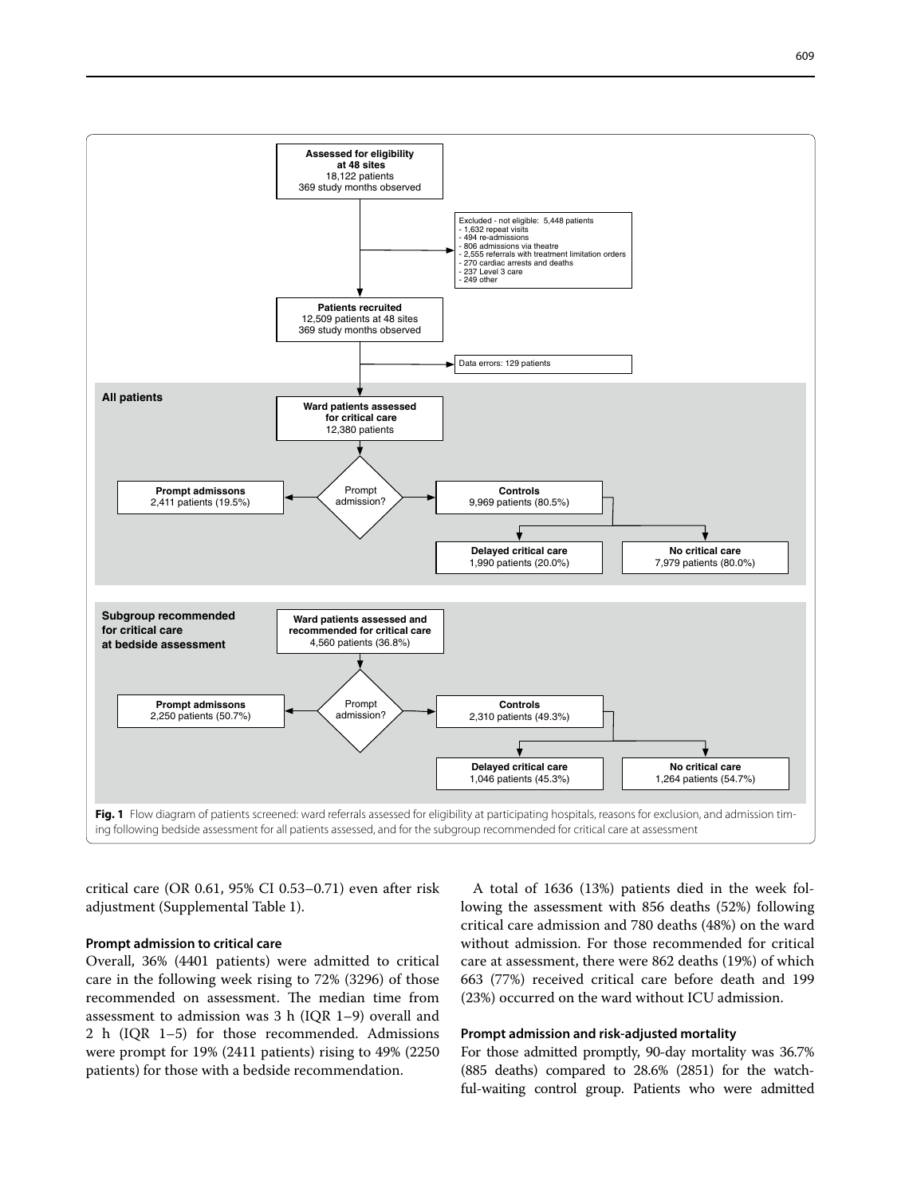Assessed for eligibility at 48 sites
18,122 patients
369 study months observed

Excluded - not eligible: 5,448 patients
- 1,632 repeat visits
- 494 re-admissions
- 806 admissions via theatre
- 2,555 referrals with treatment limitation orders
- 270 cardiac arrests and deaths
- 237 Level 3 care
- 249 other

Patients recruited
12,509 patients at 48 sites
369 study months observed

Data errors: 129 patients

**All patients**

Ward patients assessed for critical care
12,380 patients

Prompt admission?

Prompt admissons
2,411 patients (19.5%)

Controls
9,969 patients (80.5%)

Delayed critical care
1,990 patients (20.0%)

No critical care
7,979 patients (80.0%)

**Subgroup recommended for critical care at bedside assessment**

Ward patients assessed and recommended for critical care
4,560 patients (36.8%)

Prompt admission?

Prompt admissons
2,250 patients (50.7%)

Controls
2,310 patients (49.3%)

Delayed critical care
1,046 patients (45.3%)

No critical care
1,264 patients (54.7%)

**Fig. 1** Flow diagram of patients screened: ward referrals assessed for eligibility at participating hospitals, reasons for exclusion, and admission timing following bedside assessment for all patients assessed, and for the subgroup recommended for critical care at assessment

critical care (OR 0.61, 95% CI 0.53–0.71) even after risk adjustment (Supplemental Table 1).

### Prompt admission to critical care

Overall, 36% (4401 patients) were admitted to critical care in the following week rising to 72% (3296) of those recommended on assessment. The median time from assessment to admission was 3 h (IQR 1–9) overall and 2 h (IQR 1–5) for those recommended. Admissions were prompt for 19% (2411 patients) rising to 49% (2250 patients) for those with a bedside recommendation.

A total of 1636 (13%) patients died in the week following the assessment with 856 deaths (52%) following critical care admission and 780 deaths (48%) on the ward without admission. For those recommended for critical care at assessment, there were 862 deaths (19%) of which 663 (77%) received critical care before death and 199 (23%) occurred on the ward without ICU admission.

### Prompt admission and risk-adjusted mortality

For those admitted promptly, 90-day mortality was 36.7% (885 deaths) compared to 28.6% (2851) for the watchful-waiting control group. Patients who were admitted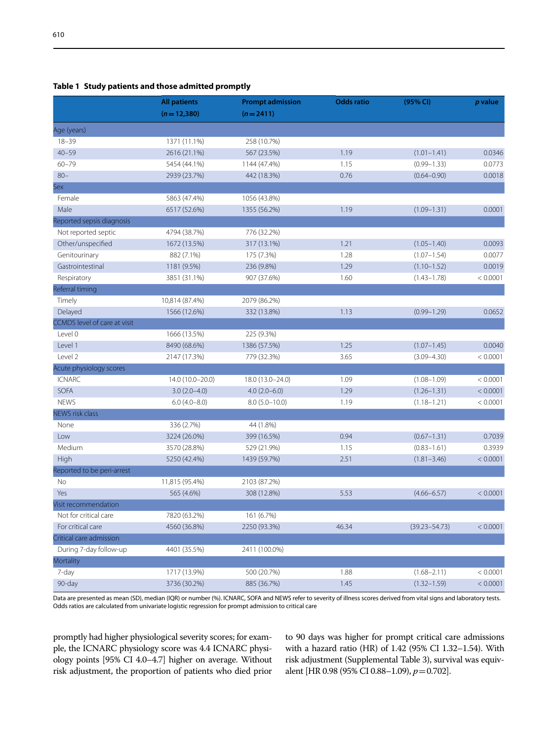**Table 1 Study patients and those admitted promptly**

| | All patients ($n = 12{,}380$) | Prompt admission ($n = 2411$) | Odds ratio | (95% CI) | *p* value |
|---|---|---|---|---|---|
| Age (years) | | | | | |
| 18–39 | 1371 (11.1%) | 258 (10.7%) | | | |
| 40–59 | 2616 (21.1%) | 567 (23.5%) | 1.19 | (1.01–1.41) | 0.0346 |
| 60–79 | 5454 (44.1%) | 1144 (47.4%) | 1.15 | (0.99–1.33) | 0.0773 |
| 80– | 2939 (23.7%) | 442 (18.3%) | 0.76 | (0.64–0.90) | 0.0018 |
| Sex | | | | | |
| Female | 5863 (47.4%) | 1056 (43.8%) | | | |
| Male | 6517 (52.6%) | 1355 (56.2%) | 1.19 | (1.09–1.31) | 0.0001 |
| Reported sepsis diagnosis | | | | | |
| Not reported septic | 4794 (38.7%) | 776 (32.2%) | | | |
| Other/unspecified | 1672 (13.5%) | 317 (13.1%) | 1.21 | (1.05–1.40) | 0.0093 |
| Genitourinary | 882 (7.1%) | 175 (7.3%) | 1.28 | (1.07–1.54) | 0.0077 |
| Gastrointestinal | 1181 (9.5%) | 236 (9.8%) | 1.29 | (1.10–1.52) | 0.0019 |
| Respiratory | 3851 (31.1%) | 907 (37.6%) | 1.60 | (1.43–1.78) | < 0.0001 |
| Referral timing | | | | | |
| Timely | 10,814 (87.4%) | 2079 (86.2%) | | | |
| Delayed | 1566 (12.6%) | 332 (13.8%) | 1.13 | (0.99–1.29) | 0.0652 |
| CCMDS level of care at visit | | | | | |
| Level 0 | 1666 (13.5%) | 225 (9.3%) | | | |
| Level 1 | 8490 (68.6%) | 1386 (57.5%) | 1.25 | (1.07–1.45) | 0.0040 |
| Level 2 | 2147 (17.3%) | 779 (32.3%) | 3.65 | (3.09–4.30) | < 0.0001 |
| Acute physiology scores | | | | | |
| ICNARC | 14.0 (10.0–20.0) | 18.0 (13.0–24.0) | 1.09 | (1.08–1.09) | < 0.0001 |
| SOFA | 3.0 (2.0–4.0) | 4.0 (2.0–6.0) | 1.29 | (1.26–1.31) | < 0.0001 |
| NEWS | 6.0 (4.0–8.0) | 8.0 (5.0–10.0) | 1.19 | (1.18–1.21) | < 0.0001 |
| NEWS risk class | | | | | |
| None | 336 (2.7%) | 44 (1.8%) | | | |
| Low | 3224 (26.0%) | 399 (16.5%) | 0.94 | (0.67–1.31) | 0.7039 |
| Medium | 3570 (28.8%) | 529 (21.9%) | 1.15 | (0.83–1.61) | 0.3939 |
| High | 5250 (42.4%) | 1439 (59.7%) | 2.51 | (1.81–3.46) | < 0.0001 |
| Reported to be peri-arrest | | | | | |
| No | 11,815 (95.4%) | 2103 (87.2%) | | | |
| Yes | 565 (4.6%) | 308 (12.8%) | 5.53 | (4.66–6.57) | < 0.0001 |
| Visit recommendation | | | | | |
| Not for critical care | 7820 (63.2%) | 161 (6.7%) | | | |
| For critical care | 4560 (36.8%) | 2250 (93.3%) | 46.34 | (39.23–54.73) | < 0.0001 |
| Critical care admission | | | | | |
| During 7-day follow-up | 4401 (35.5%) | 2411 (100.0%) | | | |
| Mortality | | | | | |
| 7-day | 1717 (13.9%) | 500 (20.7%) | 1.88 | (1.68–2.11) | < 0.0001 |
| 90-day | 3736 (30.2%) | 885 (36.7%) | 1.45 | (1.32–1.59) | < 0.0001 |

Data are presented as mean (SD), median (IQR) or number (%). ICNARC, SOFA and NEWS refer to severity of illness scores derived from vital signs and laboratory tests. Odds ratios are calculated from univariate logistic regression for prompt admission to critical care

promptly had higher physiological severity scores; for example, the ICNARC physiology score was 4.4 ICNARC physiology points [95% CI 4.0–4.7] higher on average. Without risk adjustment, the proportion of patients who died prior to 90 days was higher for prompt critical care admissions with a hazard ratio (HR) of 1.42 (95% CI 1.32–1.54). With risk adjustment (Supplemental Table 3), survival was equivalent [HR 0.98 (95% CI 0.88–1.09), $p = 0.702$].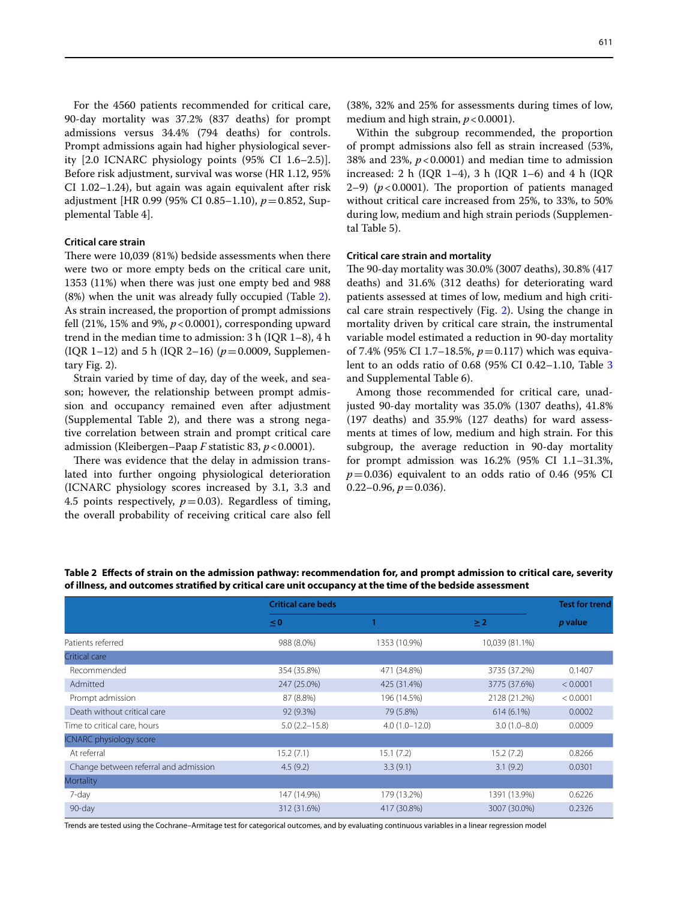For the 4560 patients recommended for critical care, 90-day mortality was 37.2% (837 deaths) for prompt admissions versus 34.4% (794 deaths) for controls. Prompt admissions again had higher physiological severity [2.0 ICNARC physiology points (95% CI 1.6–2.5)]. Before risk adjustment, survival was worse (HR 1.12, 95% CI 1.02–1.24), but again was again equivalent after risk adjustment [HR 0.99 (95% CI 0.85–1.10), $p = 0.852$, Supplemental Table 4].

### Critical care strain

There were 10,039 (81%) bedside assessments when there were two or more empty beds on the critical care unit, 1353 (11%) when there was just one empty bed and 988 (8%) when the unit was already fully occupied (Table 2). As strain increased, the proportion of prompt admissions fell (21%, 15% and 9%, $p < 0.0001$), corresponding upward trend in the median time to admission: 3 h (IQR 1–8), 4 h (IQR 1–12) and 5 h (IQR 2–16) ($p = 0.0009$, Supplementary Fig. 2).

Strain varied by time of day, day of the week, and season; however, the relationship between prompt admission and occupancy remained even after adjustment (Supplemental Table 2), and there was a strong negative correlation between strain and prompt critical care admission (Kleibergen–Paap $F$ statistic 83, $p < 0.0001$).

There was evidence that the delay in admission translated into further ongoing physiological deterioration (ICNARC physiology scores increased by 3.1, 3.3 and 4.5 points respectively, $p = 0.03$). Regardless of timing, the overall probability of receiving critical care also fell (38%, 32% and 25% for assessments during times of low, medium and high strain, $p < 0.0001$).

Within the subgroup recommended, the proportion of prompt admissions also fell as strain increased (53%, 38% and 23%, $p < 0.0001$) and median time to admission increased: 2 h (IQR 1–4), 3 h (IQR 1–6) and 4 h (IQR 2–9) ($p < 0.0001$). The proportion of patients managed without critical care increased from 25%, to 33%, to 50% during low, medium and high strain periods (Supplemental Table 5).

### Critical care strain and mortality

The 90-day mortality was 30.0% (3007 deaths), 30.8% (417 deaths) and 31.6% (312 deaths) for deteriorating ward patients assessed at times of low, medium and high critical care strain respectively (Fig. 2). Using the change in mortality driven by critical care strain, the instrumental variable model estimated a reduction in 90-day mortality of 7.4% (95% CI 1.7–18.5%, $p = 0.117$) which was equivalent to an odds ratio of 0.68 (95% CI 0.42–1.10, Table 3 and Supplemental Table 6).

Among those recommended for critical care, unadjusted 90-day mortality was 35.0% (1307 deaths), 41.8% (197 deaths) and 35.9% (127 deaths) for ward assessments at times of low, medium and high strain. For this subgroup, the average reduction in 90-day mortality for prompt admission was 16.2% (95% CI 1.1–31.3%, $p = 0.036$) equivalent to an odds ratio of 0.46 (95% CI 0.22–0.96, $p = 0.036$).

**Table 2 Effects of strain on the admission pathway: recommendation for, and prompt admission to critical care, severity of illness, and outcomes stratified by critical care unit occupancy at the time of the bedside assessment**

| | Critical care beds | | | Test for trend |
|---|---|---|---|---|
| | ≤ 0 | 1 | ≥ 2 | *p* value |
| Patients referred | 988 (8.0%) | 1353 (10.9%) | 10,039 (81.1%) | |
| Critical care | | | | |
| Recommended | 354 (35.8%) | 471 (34.8%) | 3735 (37.2%) | 0.1407 |
| Admitted | 247 (25.0%) | 425 (31.4%) | 3775 (37.6%) | < 0.0001 |
| Prompt admission | 87 (8.8%) | 196 (14.5%) | 2128 (21.2%) | < 0.0001 |
| Death without critical care | 92 (9.3%) | 79 (5.8%) | 614 (6.1%) | 0.0002 |
| Time to critical care, hours | 5.0 (2.2–15.8) | 4.0 (1.0–12.0) | 3.0 (1.0–8.0) | 0.0009 |
| ICNARC physiology score | | | | |
| At referral | 15.2 (7.1) | 15.1 (7.2) | 15.2 (7.2) | 0.8266 |
| Change between referral and admission | 4.5 (9.2) | 3.3 (9.1) | 3.1 (9.2) | 0.0301 |
| Mortality | | | | |
| 7-day | 147 (14.9%) | 179 (13.2%) | 1391 (13.9%) | 0.6226 |
| 90-day | 312 (31.6%) | 417 (30.8%) | 3007 (30.0%) | 0.2326 |

Trends are tested using the Cochrane–Armitage test for categorical outcomes, and by evaluating continuous variables in a linear regression model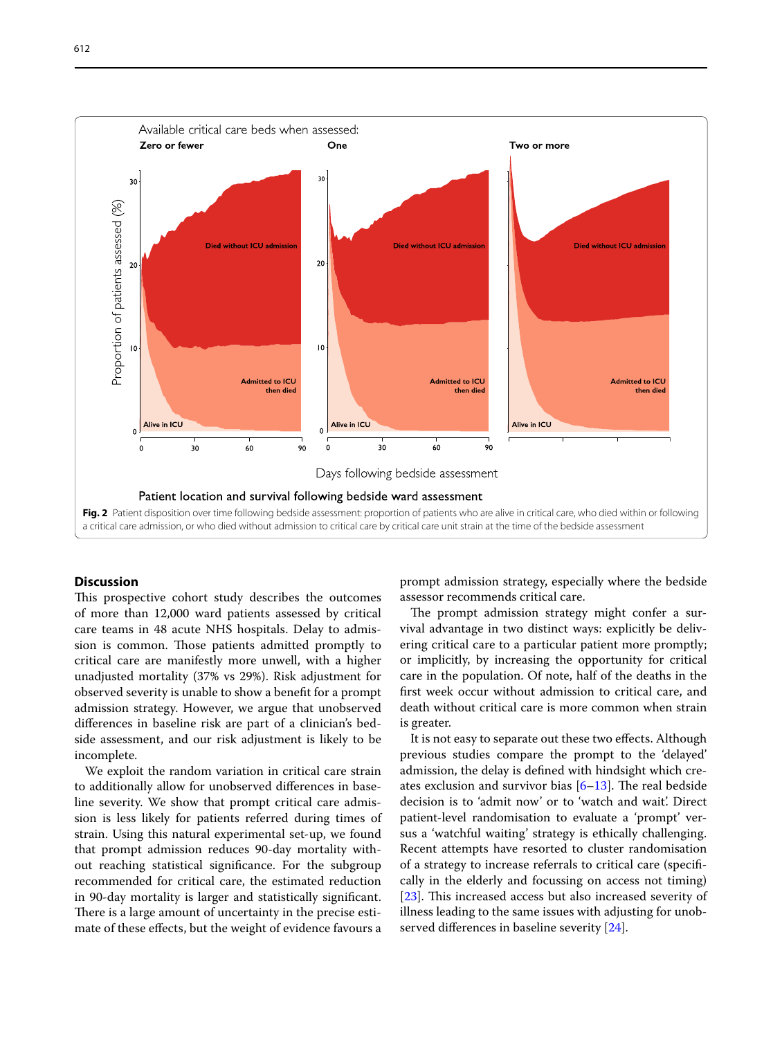Fig. 2 Patient disposition over time following bedside assessment: proportion of patients who are alive in critical care, who died within or following a critical care admission, or who died without admission to critical care by critical care unit strain at the time of the bedside assessment

## Discussion

This prospective cohort study describes the outcomes of more than 12,000 ward patients assessed by critical care teams in 48 acute NHS hospitals. Delay to admission is common. Those patients admitted promptly to critical care are manifestly more unwell, with a higher unadjusted mortality (37% vs 29%). Risk adjustment for observed severity is unable to show a benefit for a prompt admission strategy. However, we argue that unobserved differences in baseline risk are part of a clinician's bedside assessment, and our risk adjustment is likely to be incomplete.

We exploit the random variation in critical care strain to additionally allow for unobserved differences in baseline severity. We show that prompt critical care admission is less likely for patients referred during times of strain. Using this natural experimental set-up, we found that prompt admission reduces 90-day mortality without reaching statistical significance. For the subgroup recommended for critical care, the estimated reduction in 90-day mortality is larger and statistically significant. There is a large amount of uncertainty in the precise estimate of these effects, but the weight of evidence favours a prompt admission strategy, especially where the bedside assessor recommends critical care.

The prompt admission strategy might confer a survival advantage in two distinct ways: explicitly be delivering critical care to a particular patient more promptly; or implicitly, by increasing the opportunity for critical care in the population. Of note, half of the deaths in the first week occur without admission to critical care, and death without critical care is more common when strain is greater.

It is not easy to separate out these two effects. Although previous studies compare the prompt to the 'delayed' admission, the delay is defined with hindsight which creates exclusion and survivor bias [6–13]. The real bedside decision is to 'admit now' or to 'watch and wait'. Direct patient-level randomisation to evaluate a 'prompt' versus a 'watchful waiting' strategy is ethically challenging. Recent attempts have resorted to cluster randomisation of a strategy to increase referrals to critical care (specifically in the elderly and focussing on access not timing) [23]. This increased access but also increased severity of illness leading to the same issues with adjusting for unobserved differences in baseline severity [24].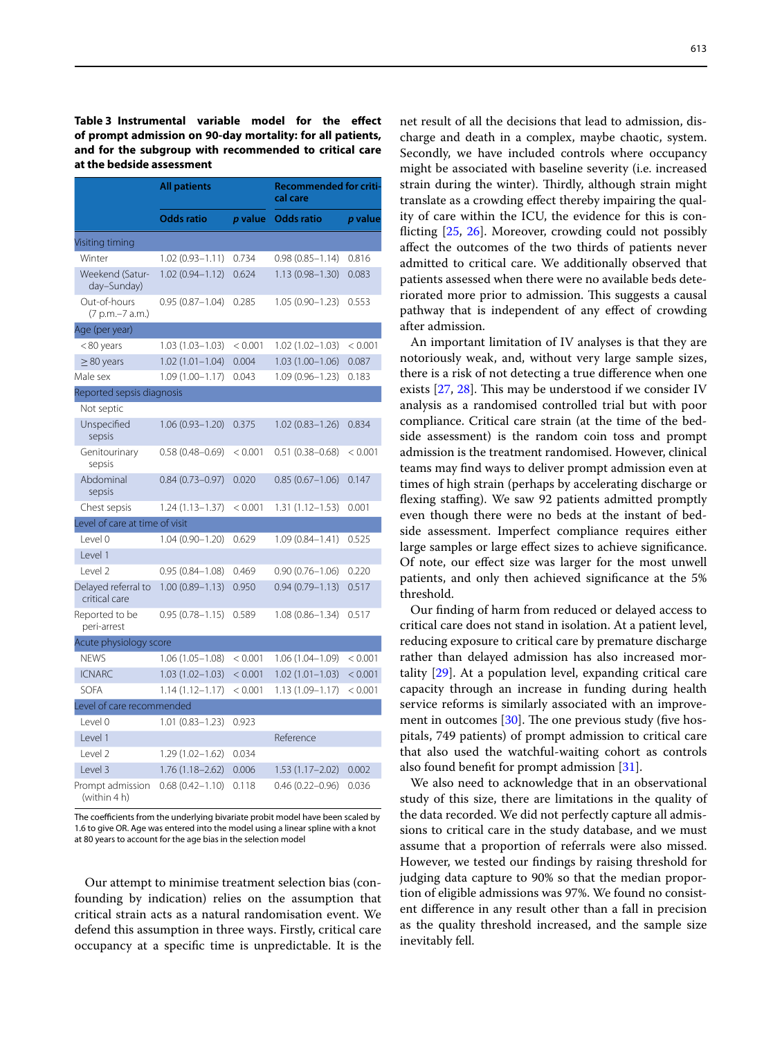**Table 3 Instrumental variable model for the effect of prompt admission on 90-day mortality: for all patients, and for the subgroup with recommended to critical care at the bedside assessment**

| | All patients | | Recommended for critical care | |
|---|---|---|---|---|
| | Odds ratio | *p* value | Odds ratio | *p* value |
| Visiting timing | | | | |
| Winter | 1.02 (0.93–1.11) | 0.734 | 0.98 (0.85–1.14) | 0.816 |
| Weekend (Saturday–Sunday) | 1.02 (0.94–1.12) | 0.624 | 1.13 (0.98–1.30) | 0.083 |
| Out-of-hours (7 p.m.–7 a.m.) | 0.95 (0.87–1.04) | 0.285 | 1.05 (0.90–1.23) | 0.553 |
| Age (per year) | | | | |
| < 80 years | 1.03 (1.03–1.03) | < 0.001 | 1.02 (1.02–1.03) | < 0.001 |
| ≥ 80 years | 1.02 (1.01–1.04) | 0.004 | 1.03 (1.00–1.06) | 0.087 |
| Male sex | 1.09 (1.00–1.17) | 0.043 | 1.09 (0.96–1.23) | 0.183 |
| Reported sepsis diagnosis | | | | |
| Not septic | | | | |
| Unspecified sepsis | 1.06 (0.93–1.20) | 0.375 | 1.02 (0.83–1.26) | 0.834 |
| Genitourinary sepsis | 0.58 (0.48–0.69) | < 0.001 | 0.51 (0.38–0.68) | < 0.001 |
| Abdominal sepsis | 0.84 (0.73–0.97) | 0.020 | 0.85 (0.67–1.06) | 0.147 |
| Chest sepsis | 1.24 (1.13–1.37) | < 0.001 | 1.31 (1.12–1.53) | 0.001 |
| Level of care at time of visit | | | | |
| Level 0 | 1.04 (0.90–1.20) | 0.629 | 1.09 (0.84–1.41) | 0.525 |
| Level 1 | | | | |
| Level 2 | 0.95 (0.84–1.08) | 0.469 | 0.90 (0.76–1.06) | 0.220 |
| Delayed referral to critical care | 1.00 (0.89–1.13) | 0.950 | 0.94 (0.79–1.13) | 0.517 |
| Reported to be peri-arrest | 0.95 (0.78–1.15) | 0.589 | 1.08 (0.86–1.34) | 0.517 |
| Acute physiology score | | | | |
| NEWS | 1.06 (1.05–1.08) | < 0.001 | 1.06 (1.04–1.09) | < 0.001 |
| ICNARC | 1.03 (1.02–1.03) | < 0.001 | 1.02 (1.01–1.03) | < 0.001 |
| SOFA | 1.14 (1.12–1.17) | < 0.001 | 1.13 (1.09–1.17) | < 0.001 |
| Level of care recommended | | | | |
| Level 0 | 1.01 (0.83–1.23) | 0.923 | | |
| Level 1 | | | Reference | |
| Level 2 | 1.29 (1.02–1.62) | 0.034 | | |
| Level 3 | 1.76 (1.18–2.62) | 0.006 | 1.53 (1.17–2.02) | 0.002 |
| Prompt admission (within 4 h) | 0.68 (0.42–1.10) | 0.118 | 0.46 (0.22–0.96) | 0.036 |

The coefficients from the underlying bivariate probit model have been scaled by 1.6 to give OR. Age was entered into the model using a linear spline with a knot at 80 years to account for the age bias in the selection model

Our attempt to minimise treatment selection bias (confounding by indication) relies on the assumption that critical strain acts as a natural randomisation event. We defend this assumption in three ways. Firstly, critical care occupancy at a specific time is unpredictable. It is the net result of all the decisions that lead to admission, discharge and death in a complex, maybe chaotic, system. Secondly, we have included controls where occupancy might be associated with baseline severity (i.e. increased strain during the winter). Thirdly, although strain might translate as a crowding effect thereby impairing the quality of care within the ICU, the evidence for this is conflicting [25, 26]. Moreover, crowding could not possibly affect the outcomes of the two thirds of patients never admitted to critical care. We additionally observed that patients assessed when there were no available beds deteriorated more prior to admission. This suggests a causal pathway that is independent of any effect of crowding after admission.

An important limitation of IV analyses is that they are notoriously weak, and, without very large sample sizes, there is a risk of not detecting a true difference when one exists [27, 28]. This may be understood if we consider IV analysis as a randomised controlled trial but with poor compliance. Critical care strain (at the time of the bedside assessment) is the random coin toss and prompt admission is the treatment randomised. However, clinical teams may find ways to deliver prompt admission even at times of high strain (perhaps by accelerating discharge or flexing staffing). We saw 92 patients admitted promptly even though there were no beds at the instant of bedside assessment. Imperfect compliance requires either large samples or large effect sizes to achieve significance. Of note, our effect size was larger for the most unwell patients, and only then achieved significance at the 5% threshold.

Our finding of harm from reduced or delayed access to critical care does not stand in isolation. At a patient level, reducing exposure to critical care by premature discharge rather than delayed admission has also increased mortality [29]. At a population level, expanding critical care capacity through an increase in funding during health service reforms is similarly associated with an improvement in outcomes [30]. The one previous study (five hospitals, 749 patients) of prompt admission to critical care that also used the watchful-waiting cohort as controls also found benefit for prompt admission [31].

We also need to acknowledge that in an observational study of this size, there are limitations in the quality of the data recorded. We did not perfectly capture all admissions to critical care in the study database, and we must assume that a proportion of referrals were also missed. However, we tested our findings by raising threshold for judging data capture to 90% so that the median proportion of eligible admissions was 97%. We found no consistent difference in any result other than a fall in precision as the quality threshold increased, and the sample size inevitably fell.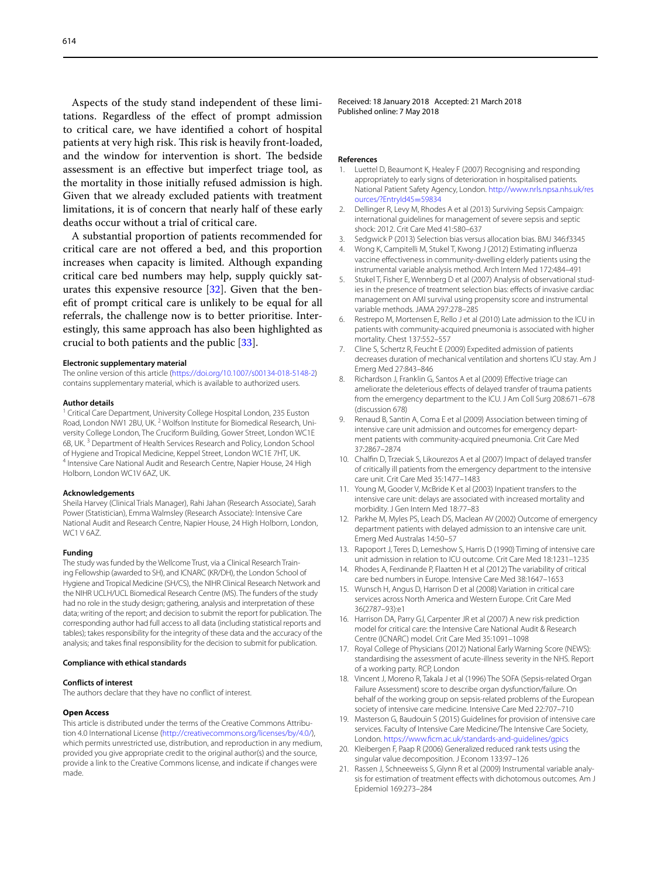Aspects of the study stand independent of these limitations. Regardless of the effect of prompt admission to critical care, we have identified a cohort of hospital patients at very high risk. This risk is heavily front-loaded, and the window for intervention is short. The bedside assessment is an effective but imperfect triage tool, as the mortality in those initially refused admission is high. Given that we already excluded patients with treatment limitations, it is of concern that nearly half of these early deaths occur without a trial of critical care.

A substantial proportion of patients recommended for critical care are not offered a bed, and this proportion increases when capacity is limited. Although expanding critical care bed numbers may help, supply quickly saturates this expensive resource [32]. Given that the benefit of prompt critical care is unlikely to be equal for all referrals, the challenge now is to better prioritise. Interestingly, this same approach has also been highlighted as crucial to both patients and the public [33].

**Electronic supplementary material**

The online version of this article (https://doi.org/10.1007/s00134-018-5148-2) contains supplementary material, which is available to authorized users.

**Author details**

[1] Critical Care Department, University College Hospital London, 235 Euston Road, London NW1 2BU, UK. [2] Wolfson Institute for Biomedical Research, University College London, The Cruciform Building, Gower Street, London WC1E 6B, UK. [3] Department of Health Services Research and Policy, London School of Hygiene and Tropical Medicine, Keppel Street, London WC1E 7HT, UK. [4] Intensive Care National Audit and Research Centre, Napier House, 24 High Holborn, London WC1V 6AZ, UK.

**Acknowledgements**

Sheila Harvey (Clinical Trials Manager), Rahi Jahan (Research Associate), Sarah Power (Statistician), Emma Walmsley (Research Associate): Intensive Care National Audit and Research Centre, Napier House, 24 High Holborn, London, WC1 V 6AZ.

**Funding**

The study was funded by the Wellcome Trust, via a Clinical Research Training Fellowship (awarded to SH), and ICNARC (KR/DH), the London School of Hygiene and Tropical Medicine (SH/CS), the NIHR Clinical Research Network and the NIHR UCLH/UCL Biomedical Research Centre (MS). The funders of the study had no role in the study design; gathering, analysis and interpretation of these data; writing of the report; and decision to submit the report for publication. The corresponding author had full access to all data (including statistical reports and tables); takes responsibility for the integrity of these data and the accuracy of the analysis; and takes final responsibility for the decision to submit for publication.

**Compliance with ethical standards**

**Conflicts of interest**

The authors declare that they have no conflict of interest.

**Open Access**

This article is distributed under the terms of the Creative Commons Attribution 4.0 International License (http://creativecommons.org/licenses/by/4.0/), which permits unrestricted use, distribution, and reproduction in any medium, provided you give appropriate credit to the original author(s) and the source, provide a link to the Creative Commons license, and indicate if changes were made.

Received: 18 January 2018 Accepted: 21 March 2018
Published online: 7 May 2018

**References**

1. Luettel D, Beaumont K, Healey F (2007) Recognising and responding appropriately to early signs of deterioration in hospitalised patients. National Patient Safety Agency, London. http://www.nrls.npsa.nhs.uk/resources/?EntryId45=59834
2. Dellinger R, Levy M, Rhodes A et al (2013) Surviving Sepsis Campaign: international guidelines for management of severe sepsis and septic shock: 2012. Crit Care Med 41:580–637
3. Sedgwick P (2013) Selection bias versus allocation bias. BMJ 346:f3345
4. Wong K, Campitelli M, Stukel T, Kwong J (2012) Estimating influenza vaccine effectiveness in community-dwelling elderly patients using the instrumental variable analysis method. Arch Intern Med 172:484–491
5. Stukel T, Fisher E, Wennberg D et al (2007) Analysis of observational studies in the presence of treatment selection bias: effects of invasive cardiac management on AMI survival using propensity score and instrumental variable methods. JAMA 297:278–285
6. Restrepo M, Mortensen E, Rello J et al (2010) Late admission to the ICU in patients with community-acquired pneumonia is associated with higher mortality. Chest 137:552–557
7. Cline S, Schertz R, Feucht E (2009) Expedited admission of patients decreases duration of mechanical ventilation and shortens ICU stay. Am J Emerg Med 27:843–846
8. Richardson J, Franklin G, Santos A et al (2009) Effective triage can ameliorate the deleterious effects of delayed transfer of trauma patients from the emergency department to the ICU. J Am Coll Surg 208:671–678 (discussion 678)
9. Renaud B, Santin A, Coma E et al (2009) Association between timing of intensive care unit admission and outcomes for emergency department patients with community-acquired pneumonia. Crit Care Med 37:2867–2874
10. Chalfin D, Trzeciak S, Likourezos A et al (2007) Impact of delayed transfer of critically ill patients from the emergency department to the intensive care unit. Crit Care Med 35:1477–1483
11. Young M, Gooder V, McBride K et al (2003) Inpatient transfers to the intensive care unit: delays are associated with increased mortality and morbidity. J Gen Intern Med 18:77–83
12. Parkhe M, Myles PS, Leach DS, Maclean AV (2002) Outcome of emergency department patients with delayed admission to an intensive care unit. Emerg Med Australas 14:50–57
13. Rapoport J, Teres D, Lemeshow S, Harris D (1990) Timing of intensive care unit admission in relation to ICU outcome. Crit Care Med 18:1231–1235
14. Rhodes A, Ferdinande P, Flaatten H et al (2012) The variability of critical care bed numbers in Europe. Intensive Care Med 38:1647–1653
15. Wunsch H, Angus D, Harrison D et al (2008) Variation in critical care services across North America and Western Europe. Crit Care Med 36(2787–93):e1
16. Harrison DA, Parry GJ, Carpenter JR et al (2007) A new risk prediction model for critical care: the Intensive Care National Audit & Research Centre (ICNARC) model. Crit Care Med 35:1091–1098
17. Royal College of Physicians (2012) National Early Warning Score (NEWS): standardising the assessment of acute-illness severity in the NHS. Report of a working party. RCP, London
18. Vincent J, Moreno R, Takala J et al (1996) The SOFA (Sepsis-related Organ Failure Assessment) score to describe organ dysfunction/failure. On behalf of the working group on sepsis-related problems of the European society of intensive care medicine. Intensive Care Med 22:707–710
19. Masterson G, Baudouin S (2015) Guidelines for provision of intensive care services. Faculty of Intensive Care Medicine/The Intensive Care Society, London. https://www.ficm.ac.uk/standards-and-guidelines/gpics
20. Kleibergen F, Paap R (2006) Generalized reduced rank tests using the singular value decomposition. J Econom 133:97–126
21. Rassen J, Schneeweiss S, Glynn R et al (2009) Instrumental variable analysis for estimation of treatment effects with dichotomous outcomes. Am J Epidemiol 169:273–284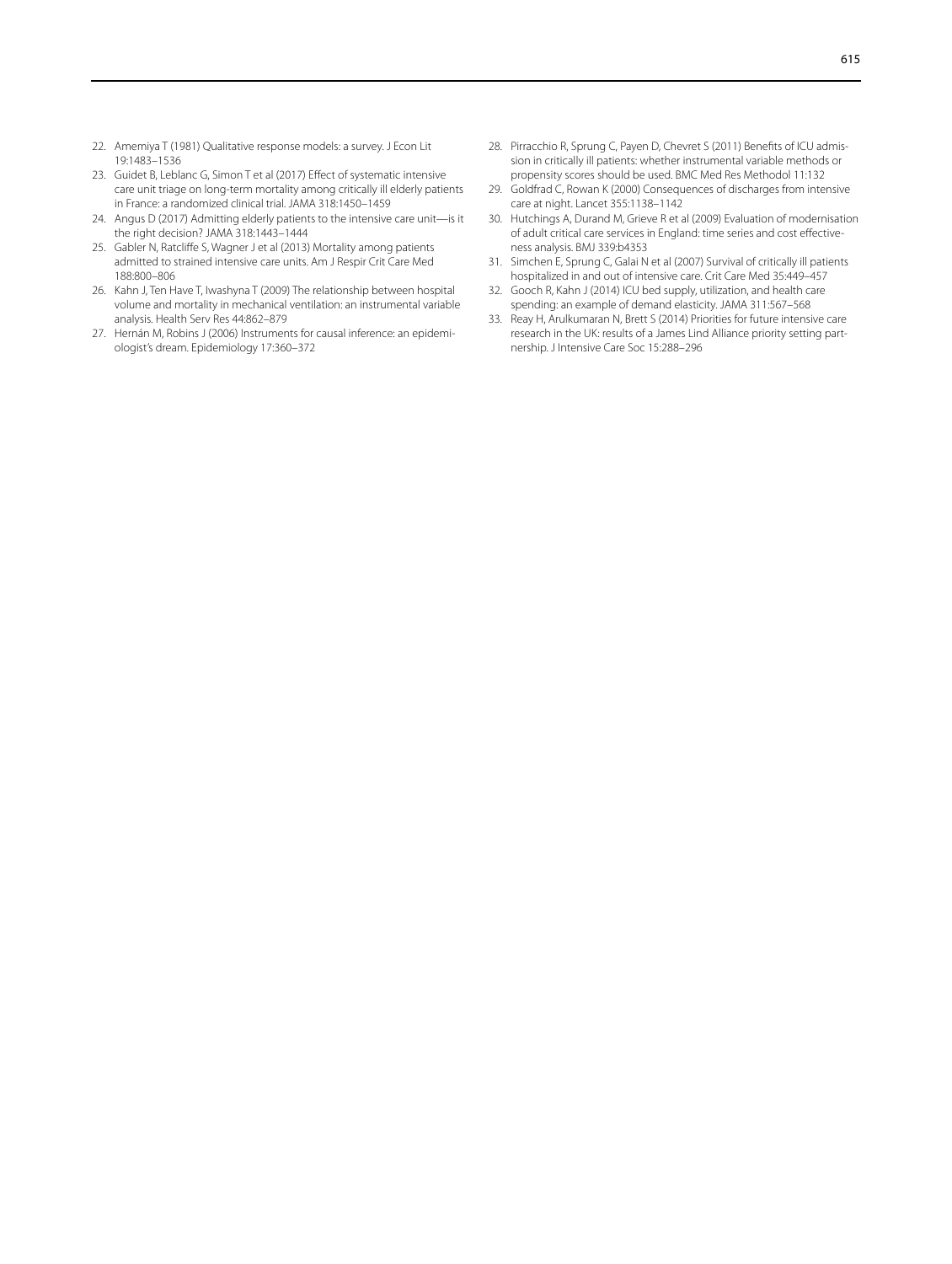22. Amemiya T (1981) Qualitative response models: a survey. J Econ Lit 19:1483–1536
23. Guidet B, Leblanc G, Simon T et al (2017) Effect of systematic intensive care unit triage on long-term mortality among critically ill elderly patients in France: a randomized clinical trial. JAMA 318:1450–1459
24. Angus D (2017) Admitting elderly patients to the intensive care unit—is it the right decision? JAMA 318:1443–1444
25. Gabler N, Ratcliffe S, Wagner J et al (2013) Mortality among patients admitted to strained intensive care units. Am J Respir Crit Care Med 188:800–806
26. Kahn J, Ten Have T, Iwashyna T (2009) The relationship between hospital volume and mortality in mechanical ventilation: an instrumental variable analysis. Health Serv Res 44:862–879
27. Hernán M, Robins J (2006) Instruments for causal inference: an epidemiologist's dream. Epidemiology 17:360–372
28. Pirracchio R, Sprung C, Payen D, Chevret S (2011) Benefits of ICU admission in critically ill patients: whether instrumental variable methods or propensity scores should be used. BMC Med Res Methodol 11:132
29. Goldfrad C, Rowan K (2000) Consequences of discharges from intensive care at night. Lancet 355:1138–1142
30. Hutchings A, Durand M, Grieve R et al (2009) Evaluation of modernisation of adult critical care services in England: time series and cost effectiveness analysis. BMJ 339:b4353
31. Simchen E, Sprung C, Galai N et al (2007) Survival of critically ill patients hospitalized in and out of intensive care. Crit Care Med 35:449–457
32. Gooch R, Kahn J (2014) ICU bed supply, utilization, and health care spending: an example of demand elasticity. JAMA 311:567–568
33. Reay H, Arulkumaran N, Brett S (2014) Priorities for future intensive care research in the UK: results of a James Lind Alliance priority setting partnership. J Intensive Care Soc 15:288–296